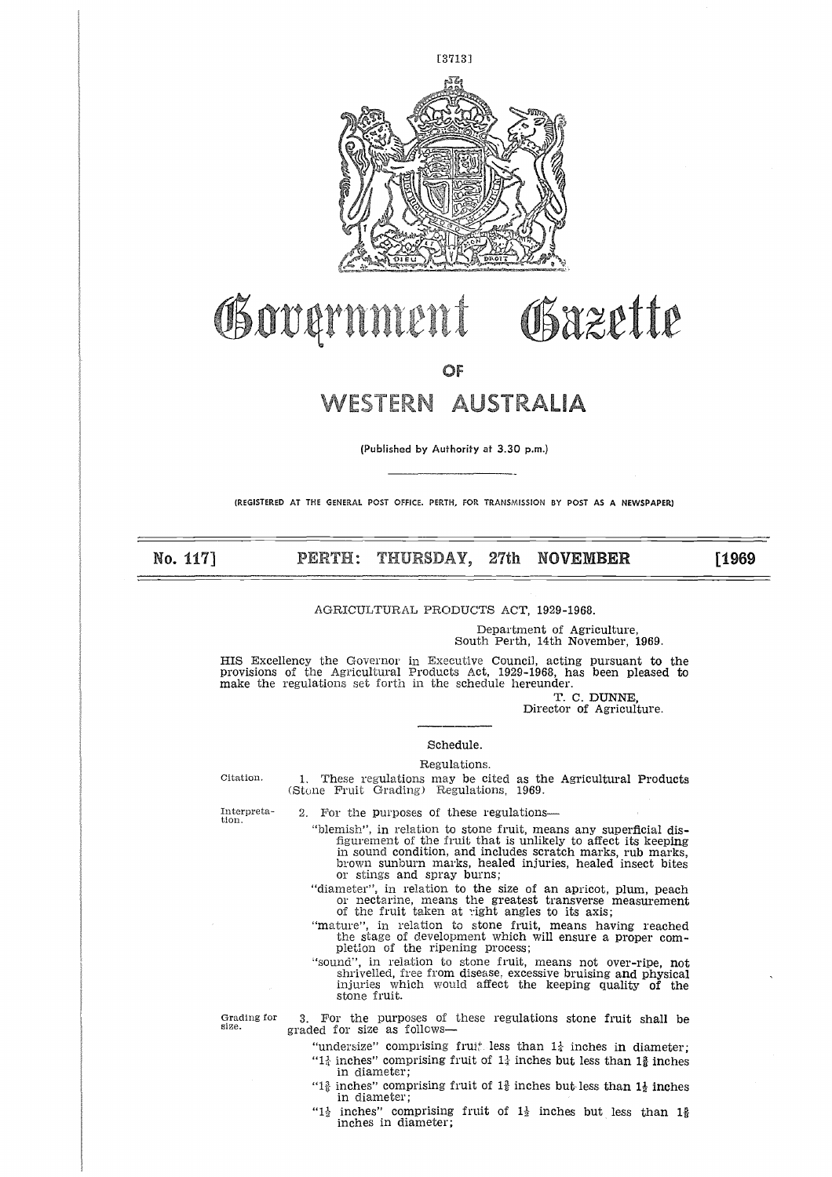# Government Gazette

## OF

# WESTERN AUSTRALIA

(Published by Authority at 3.30 p.m.)

(REGISTERED AT THE GENERAL POST OFFICE, PERTH, FOR TRANSMISSION BY POST AS A NEWSPAPER)

**No. 117] PERTH: THURSDAY, 27th NOVEMBER [1969**

AGRICULTURAL PRODUCTS ACT, 1929-1968.

Department of Agriculture,
South Perth, 14th November, 1969.

HIS Excellency the Governor in Executive Council, acting pursuant to the provisions of the Agricultural Products Act, 1929-1968, has been pleased to make the regulations set forth in the schedule hereunder.

T. C. DUNNE,
Director of Agriculture.

Schedule.

Regulations.

Citation.

1. These regulations may be cited as the Agricultural Products (Stone Fruit Grading) Regulations, 1969.

Interpretation.

2. For the purposes of these regulations—

"blemish", in relation to stone fruit, means any superficial disfigurement of the fruit that is unlikely to affect its keeping in sound condition, and includes scratch marks, rub marks, brown sunburn marks, healed injuries, healed insect bites or stings and spray burns;

"diameter", in relation to the size of an apricot, plum, peach or nectarine, means the greatest transverse measurement of the fruit taken at right angles to its axis;

"mature", in relation to stone fruit, means having reached the stage of development which will ensure a proper completion of the ripening process;

"sound", in relation to stone fruit, means not over-ripe, not shrivelled, free from disease, excessive bruising and physical injuries which would affect the keeping quality of the stone fruit.

Grading for size.

3. For the purposes of these regulations stone fruit shall be graded for size as follows—

"undersize" comprising fruit less than $1\frac{1}{4}$ inches in diameter;

"$1\frac{1}{4}$ inches" comprising fruit of $1\frac{1}{4}$ inches but less than $1\frac{3}{8}$ inches in diameter;

"$1\frac{3}{8}$ inches" comprising fruit of $1\frac{3}{8}$ inches but less than $1\frac{1}{2}$ inches in diameter;

"$1\frac{1}{2}$ inches" comprising fruit of $1\frac{1}{2}$ inches but less than $1\frac{5}{8}$ inches in diameter;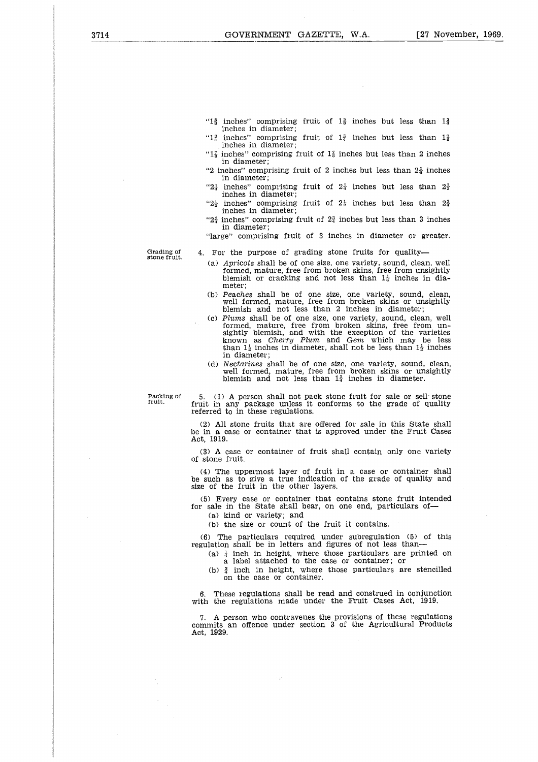"$1\frac{5}{8}$ inches" comprising fruit of $1\frac{5}{8}$ inches but less than $1\frac{3}{4}$ inches in diameter;

"$1\frac{3}{4}$ inches" comprising fruit of $1\frac{3}{4}$ inches but less than $1\frac{7}{8}$ inches in diameter;

"$1\frac{7}{8}$ inches" comprising fruit of $1\frac{7}{8}$ inches but less than 2 inches in diameter;

"2 inches" comprising fruit of 2 inches but less than $2\frac{1}{4}$ inches in diameter;

"$2\frac{1}{4}$ inches" comprising fruit of $2\frac{1}{4}$ inches but less than $2\frac{1}{2}$ inches in diameter;

"$2\frac{1}{2}$ inches" comprising fruit of $2\frac{1}{2}$ inches but less than $2\frac{3}{4}$ inches in diameter;

"$2\frac{3}{4}$ inches" comprising fruit of $2\frac{3}{4}$ inches but less than 3 inches in diameter;

"large" comprising fruit of 3 inches in diameter or greater.

Grading of stone fruit.

4. For the purpose of grading stone fruits for quality—

(a) *Apricots* shall be of one size, one variety, sound, clean, well formed, mature, free from broken skins, free from unsightly blemish or cracking and not less than $1\frac{1}{4}$ inches in diameter;

(b) *Peaches* shall be of one size, one variety, sound, clean, well formed, mature, free from broken skins or unsightly blemish and not less than 2 inches in diameter;

(c) *Plums* shall be of one size, one variety, sound, clean, well formed, mature, free from broken skins, free from unsightly blemish, and with the exception of the varieties known as *Cherry Plum* and *Gem* which may be less than $1\frac{1}{2}$ inches in diameter, shall not be less than $1\frac{1}{2}$ inches in diameter;

(d) *Nectarines* shall be of one size, one variety, sound, clean, well formed, mature, free from broken skins or unsightly blemish and not less than $1\frac{3}{4}$ inches in diameter.

Packing of fruit.

5. (1) A person shall not pack stone fruit for sale or sell stone fruit in any package unless it conforms to the grade of quality referred to in these regulations.

(2) All stone fruits that are offered for sale in this State shall be in a case or container that is approved under the Fruit Cases Act, 1919.

(3) A case or container of fruit shall contain only one variety of stone fruit.

(4) The uppermost layer of fruit in a case or container shall be such as to give a true indication of the grade of quality and size of the fruit in the other layers.

(5) Every case or container that contains stone fruit intended for sale in the State shall bear, on one end, particulars of—

(a) kind or variety; and

(b) the size or count of the fruit it contains.

(6) The particulars required under subregulation (5) of this regulation shall be in letters and figures of not less than—

(a) $\frac{1}{4}$ inch in height, where those particulars are printed on a label attached to the case or container; or

(b) $\frac{3}{4}$ inch in height, where those particulars are stencilled on the case or container.

6. These regulations shall be read and construed in conjunction with the regulations made under the Fruit Cases Act, 1919.

7. A person who contravenes the provisions of these regulations commits an offence under section 3 of the Agricultural Products Act, 1929.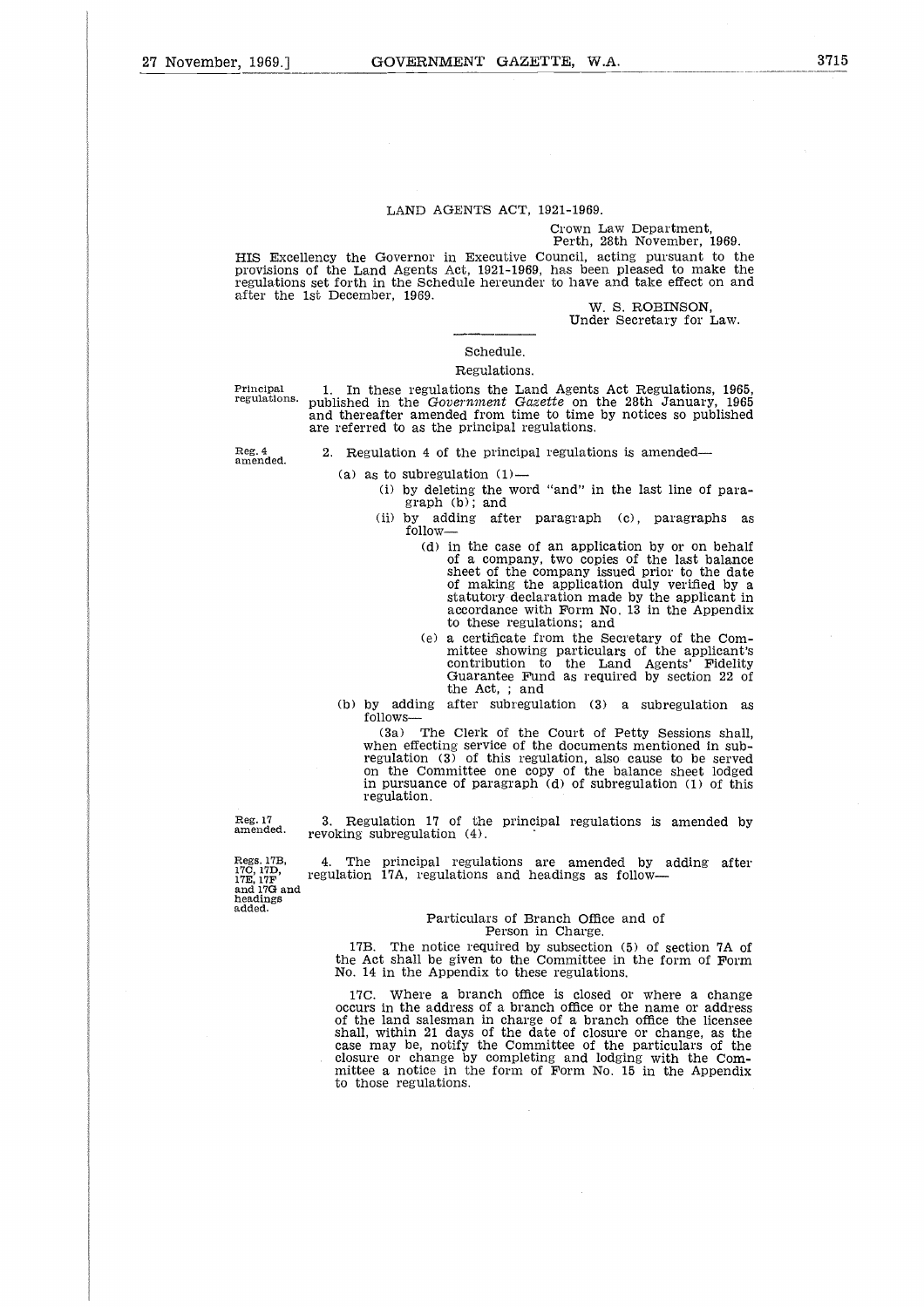## LAND AGENTS ACT, 1921-1969.

Crown Law Department,
Perth, 28th November, 1969.

HIS Excellency the Governor in Executive Council, acting pursuant to the provisions of the Land Agents Act, 1921-1969, has been pleased to make the regulations set forth in the Schedule hereunder to have and take effect on and after the 1st December, 1969.

W. S. ROBINSON,
Under Secretary for Law.

---

Schedule.

Regulations.

Principal regulations.

1. In these regulations the Land Agents Act Regulations, 1965, published in the *Government Gazette* on the 28th January, 1965 and thereafter amended from time to time by notices so published are referred to as the principal regulations.

Reg. 4 amended.

2. Regulation 4 of the principal regulations is amended—

(a) as to subregulation (1)—

(i) by deleting the word "and" in the last line of paragraph (b); and

(ii) by adding after paragraph (c), paragraphs as follow—

(d) in the case of an application by or on behalf of a company, two copies of the last balance sheet of the company issued prior to the date of making the application duly verified by a statutory declaration made by the applicant in accordance with Form No. 13 in the Appendix to these regulations; and

(e) a certificate from the Secretary of the Committee showing particulars of the applicant's contribution to the Land Agents' Fidelity Guarantee Fund as required by section 22 of the Act, ; and

(b) by adding after subregulation (3) a subregulation as follows—

(3a) The Clerk of the Court of Petty Sessions shall, when effecting service of the documents mentioned in subregulation (3) of this regulation, also cause to be served on the Committee one copy of the balance sheet lodged in pursuance of paragraph (d) of subregulation (1) of this regulation.

Reg. 17 amended.

3. Regulation 17 of the principal regulations is amended by revoking subregulation (4).

Regs. 17B, 17C, 17D, 17E, 17F and 17G and headings added.

4. The principal regulations are amended by adding after regulation 17A, regulations and headings as follow—

Particulars of Branch Office and of Person in Charge.

17B. The notice required by subsection (5) of section 7A of the Act shall be given to the Committee in the form of Form No. 14 in the Appendix to these regulations.

17C. Where a branch office is closed or where a change occurs in the address of a branch office or the name or address of the land salesman in charge of a branch office the licensee shall, within 21 days of the date of closure or change, as the case may be, notify the Committee of the particulars of the closure or change by completing and lodging with the Committee a notice in the form of Form No. 15 in the Appendix to those regulations.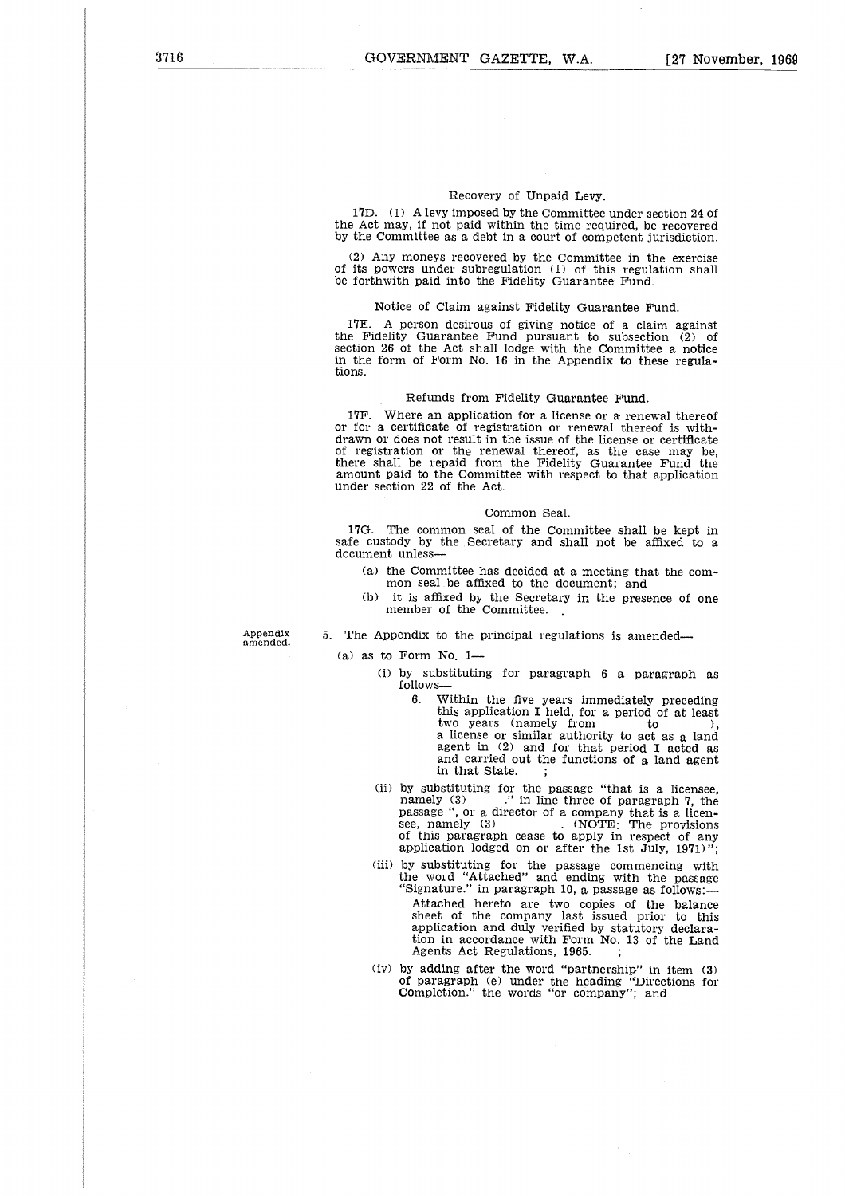Recovery of Unpaid Levy.

17D. (1) A levy imposed by the Committee under section 24 of the Act may, if not paid within the time required, be recovered by the Committee as a debt in a court of competent jurisdiction.

(2) Any moneys recovered by the Committee in the exercise of its powers under subregulation (1) of this regulation shall be forthwith paid into the Fidelity Guarantee Fund.

Notice of Claim against Fidelity Guarantee Fund.

17E. A person desirous of giving notice of a claim against the Fidelity Guarantee Fund pursuant to subsection (2) of section 26 of the Act shall lodge with the Committee a notice in the form of Form No. 16 in the Appendix to these regulations.

Refunds from Fidelity Guarantee Fund.

17F. Where an application for a license or a renewal thereof or for a certificate of registration or renewal thereof is withdrawn or does not result in the issue of the license or certificate of registration or the renewal thereof, as the case may be, there shall be repaid from the Fidelity Guarantee Fund the amount paid to the Committee with respect to that application under section 22 of the Act.

Common Seal.

17G. The common seal of the Committee shall be kept in safe custody by the Secretary and shall not be affixed to a document unless—

(a) the Committee has decided at a meeting that the common seal be affixed to the document; and

(b) it is affixed by the Secretary in the presence of one member of the Committee. .

Appendix amended.

5. The Appendix to the principal regulations is amended—

(a) as to Form No. 1—

(i) by substituting for paragraph 6 a paragraph as follows—

6. Within the five years immediately preceding this application I held, for a period of at least two years (namely from &nbsp;&nbsp;&nbsp;&nbsp; to &nbsp;&nbsp;&nbsp;&nbsp; ), a license or similar authority to act as a land agent in (2) and for that period I acted as and carried out the functions of a land agent in that State. ;

(ii) by substituting for the passage "that is a licensee, namely (3) &nbsp;&nbsp;&nbsp;&nbsp; ." in line three of paragraph 7, the passage ", or a director of a company that is a licensee, namely (3) &nbsp;&nbsp;&nbsp;&nbsp; . (NOTE: The provisions of this paragraph cease to apply in respect of any application lodged on or after the 1st July, 1971)";

(iii) by substituting for the passage commencing with the word "Attached" and ending with the passage "Signature." in paragraph 10, a passage as follows:—

Attached hereto are two copies of the balance sheet of the company last issued prior to this application and duly verified by statutory declaration in accordance with Form No. 13 of the Land Agents Act Regulations, 1965. ;

(iv) by adding after the word "partnership" in item (3) of paragraph (e) under the heading "Directions for Completion." the words "or company"; and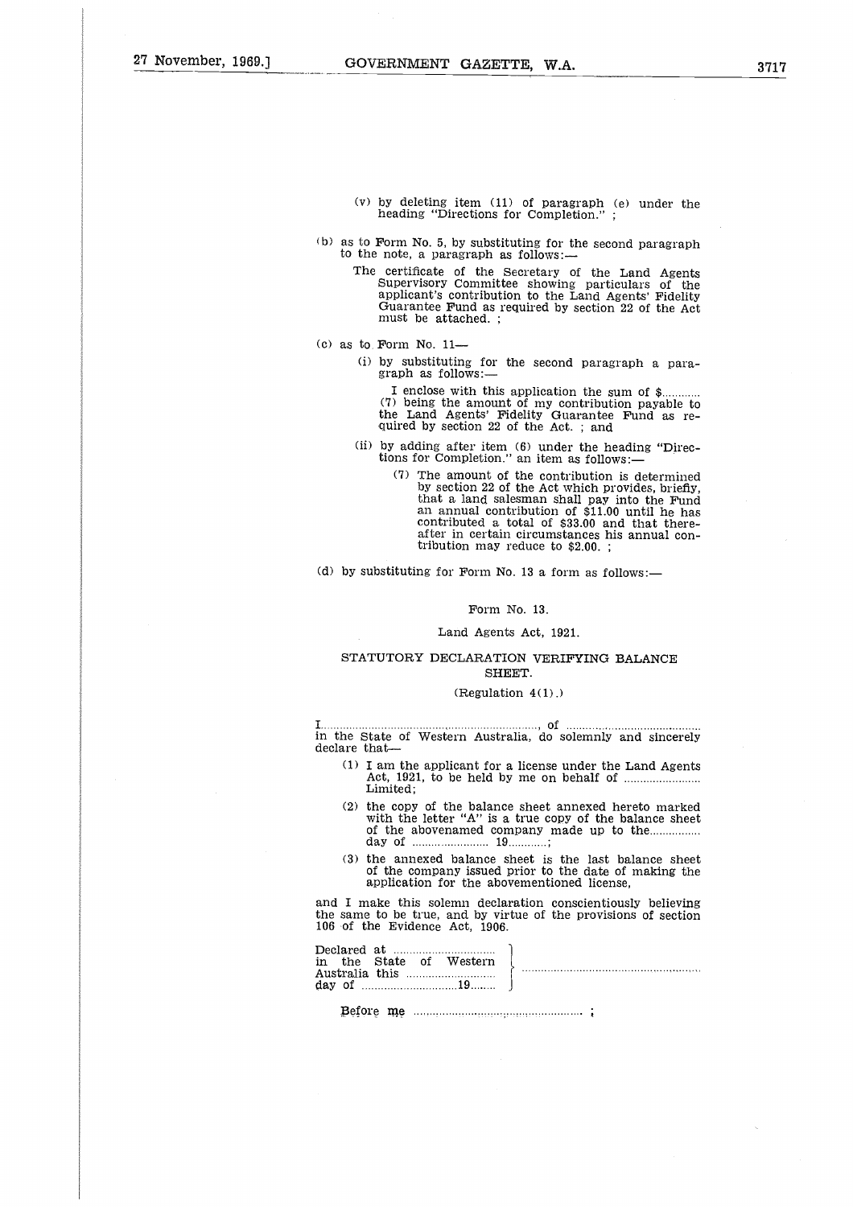(v) by deleting item (11) of paragraph (e) under the heading "Directions for Completion." ;

(b) as to Form No. 5, by substituting for the second paragraph to the note, a paragraph as follows:—

The certificate of the Secretary of the Land Agents Supervisory Committee showing particulars of the applicant's contribution to the Land Agents' Fidelity Guarantee Fund as required by section 22 of the Act must be attached. ;

(c) as to Form No. 11—

(i) by substituting for the second paragraph a paragraph as follows:—

I enclose with this application the sum of $........... (7) being the amount of my contribution payable to the Land Agents' Fidelity Guarantee Fund as required by section 22 of the Act. ; and

(ii) by adding after item (6) under the heading "Directions for Completion." an item as follows:—

(7) The amount of the contribution is determined by section 22 of the Act which provides, briefly, that a land salesman shall pay into the Fund an annual contribution of $11.00 until he has contributed a total of $33.00 and that thereafter in certain circumstances his annual contribution may reduce to $2.00. ;

(d) by substituting for Form No. 13 a form as follows:—

Form No. 13.

Land Agents Act, 1921.

STATUTORY DECLARATION VERIFYING BALANCE SHEET.

(Regulation 4(1).)

I.................................................................., of .......................................... in the State of Western Australia, do solemnly and sincerely declare that—

(1) I am the applicant for a license under the Land Agents Act, 1921, to be held by me on behalf of ........................ Limited;

(2) the copy of the balance sheet annexed hereto marked with the letter "A" is a true copy of the balance sheet of the abovenamed company made up to the................ day of ........................ 19............;

(3) the annexed balance sheet is the last balance sheet of the company issued prior to the date of making the application for the abovementioned license,

and I make this solemn declaration conscientiously believing the same to be true, and by virtue of the provisions of section 106 of the Evidence Act, 1906.

Declared at ................................
in the State of Western
Australia this ............................
day of ..............................19........ } ..........................................................

Before me .................................................... ;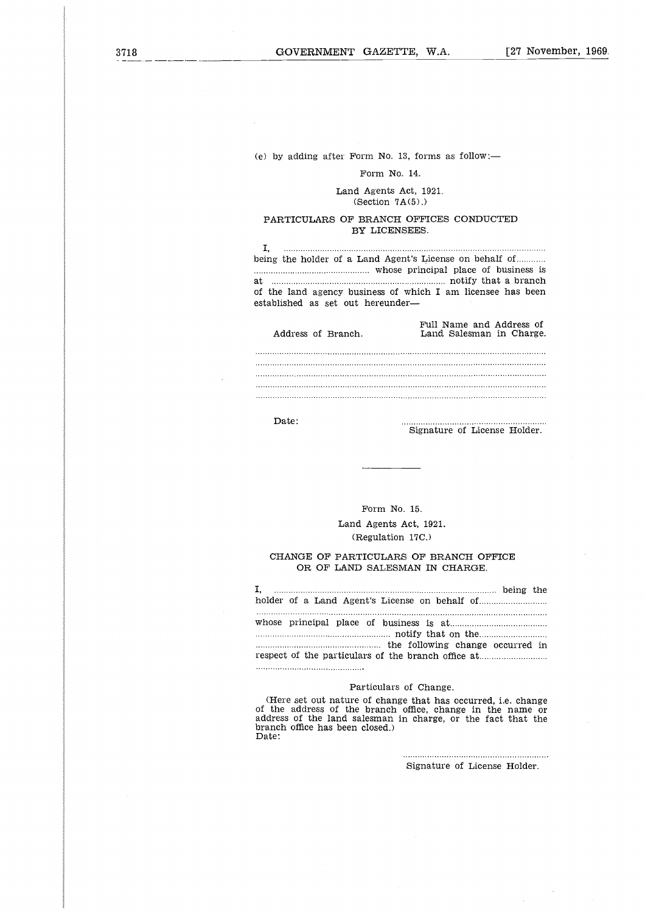(e) by adding after Form No. 13, forms as follow:—

Form No. 14.

Land Agents Act, 1921.
(Section 7A(5).)

PARTICULARS OF BRANCH OFFICES CONDUCTED BY LICENSEES.

I, ........................................................................................................ being the holder of a Land Agent's License on behalf of............ ............................................... whose principal place of business is at ....................................................................... notify that a branch of the land agency business of which I am licensee has been established as set out hereunder—

| Address of Branch. | Full Name and Address of Land Salesman in Charge. |
|---|---|
| ............................................ | ............................................ |
| ............................................ | ............................................ |
| ............................................ | ............................................ |
| ............................................ | ............................................ |
| ............................................ | ............................................ |

Date: ............................................................
Signature of License Holder.

---

Form No. 15.

Land Agents Act, 1921.
(Regulation 17C.)

CHANGE OF PARTICULARS OF BRANCH OFFICE OR OF LAND SALESMAN IN CHARGE.

I, ............................................................................................ being the holder of a Land Agent's License on behalf of............................ ........................................................................................................ whose principal place of business is at........................................ ....................................................... notify that on the............................ ................................................... the following change occurred in respect of the particulars of the branch office at............................ ............................................

Particulars of Change.

(Here set out nature of change that has occurred, i.e. change of the address of the branch office, change in the name or address of the land salesman in charge, or the fact that the branch office has been closed.)
Date:

............................................................
Signature of License Holder.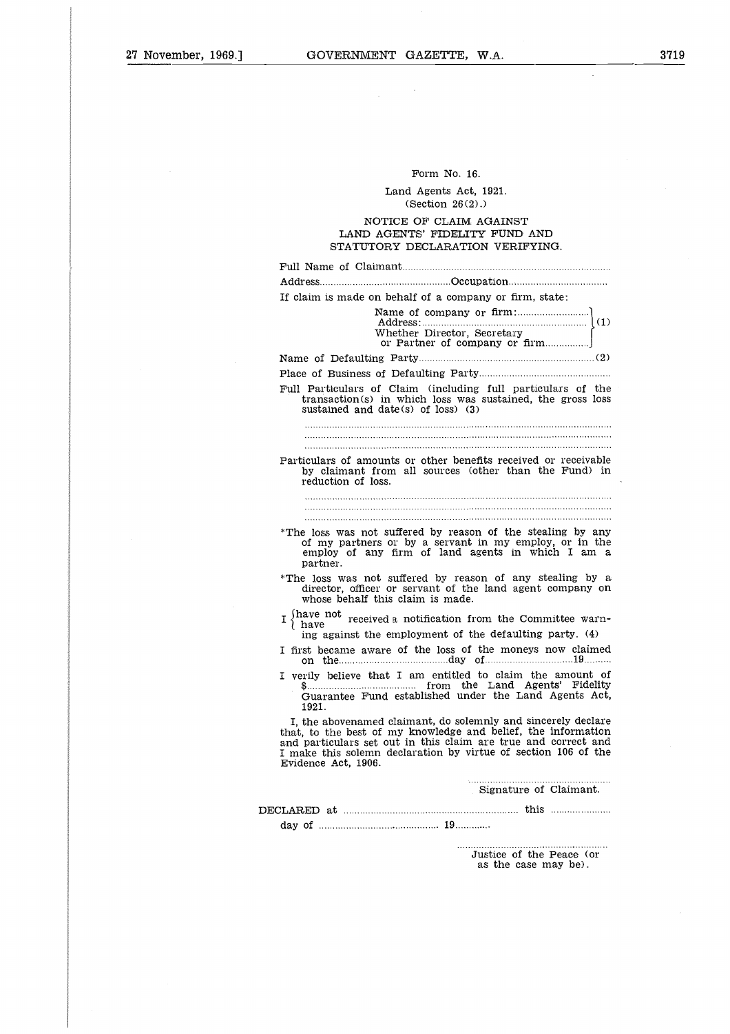Form No. 16.

Land Agents Act, 1921.
(Section 26(2).)

NOTICE OF CLAIM AGAINST LAND AGENTS' FIDELITY FUND AND STATUTORY DECLARATION VERIFYING.

Full Name of Claimant..........................................................................

Address..............................................Occupation....................................

If claim is made on behalf of a company or firm, state:

Name of company or firm:.........................
Address:............................................................ (1)
Whether Director, Secretary or Partner of company or firm................

Name of Defaulting Party..............................................................(2)

Place of Business of Defaulting Party...............................................

Full Particulars of Claim (including full particulars of the transaction(s) in which loss was sustained, the gross loss sustained and date(s) of loss) (3)

..............................................................................................
..............................................................................................
..............................................................................................

Particulars of amounts or other benefits received or receivable by claimant from all sources (other than the Fund) in reduction of loss.

..............................................................................................
..............................................................................................
..............................................................................................

*The loss was not suffered by reason of the stealing by any of my partners or by a servant in my employ, or in the employ of any firm of land agents in which I am a partner.

*The loss was not suffered by reason of any stealing by a director, officer or servant of the land agent company on whose behalf this claim is made.

I {have not / have} received a notification from the Committee warning against the employment of the defaulting party. (4)

I first became aware of the loss of the moneys now claimed on the.......................................day of...............................19.........

I verily believe that I am entitled to claim the amount of $....................................... from the Land Agents' Fidelity Guarantee Fund established under the Land Agents Act, 1921.

I, the abovenamed claimant, do solemnly and sincerely declare that, to the best of my knowledge and belief, the information and particulars set out in this claim are true and correct and I make this solemn declaration by virtue of section 106 of the Evidence Act, 1906.

..................................................
Signature of Claimant.

DECLARED at .............................................................. this ......................
day of ............................................ 19............

..................................................
Justice of the Peace (or as the case may be).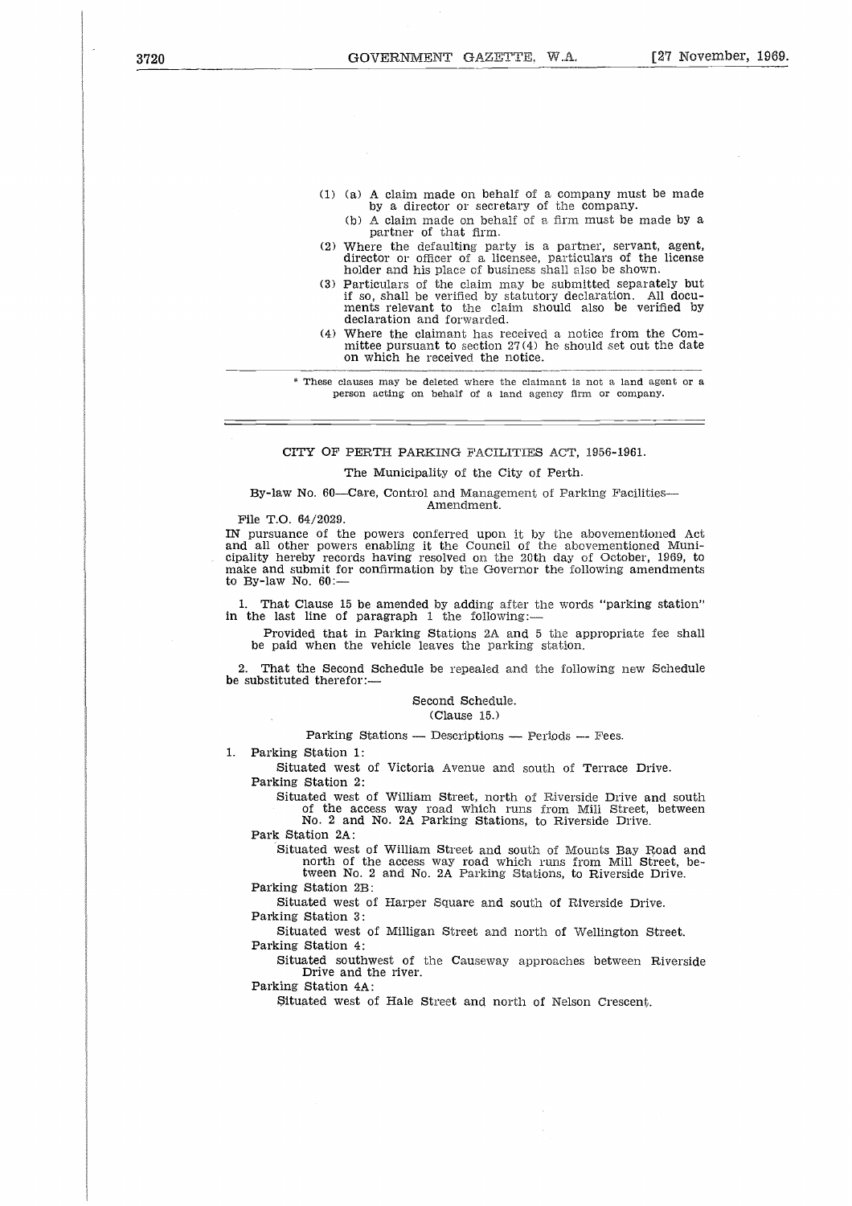(1) (a) A claim made on behalf of a company must be made by a director or secretary of the company.

(b) A claim made on behalf of a firm must be made by a partner of that firm.

(2) Where the defaulting party is a partner, servant, agent, director or officer of a licensee, particulars of the license holder and his place of business shall also be shown.

(3) Particulars of the claim may be submitted separately but if so, shall be verified by statutory declaration. All documents relevant to the claim should also be verified by declaration and forwarded.

(4) Where the claimant has received a notice from the Committee pursuant to section 27(4) he should set out the date on which he received the notice.

* These clauses may be deleted where the claimant is not a land agent or a person acting on behalf of a land agency firm or company.

---

## CITY OF PERTH PARKING FACILITIES ACT, 1956-1961.

The Municipality of the City of Perth.

By-law No. 60—Care, Control and Management of Parking Facilities—Amendment.

File T.O. 64/2029.

IN pursuance of the powers conferred upon it by the abovementioned Act and all other powers enabling it the Council of the abovementioned Municipality hereby records having resolved on the 20th day of October, 1969, to make and submit for confirmation by the Governor the following amendments to By-law No. 60:—

1. That Clause 15 be amended by adding after the words "parking station" in the last line of paragraph 1 the following:—

Provided that in Parking Stations 2A and 5 the appropriate fee shall be paid when the vehicle leaves the parking station.

2. That the Second Schedule be repealed and the following new Schedule be substituted therefor:—

Second Schedule.
(Clause 15.)

Parking Stations — Descriptions — Periods — Fees.

1. Parking Station 1:

Situated west of Victoria Avenue and south of Terrace Drive.

Parking Station 2:

Situated west of William Street, north of Riverside Drive and south of the access way road which runs from Mill Street, between No. 2 and No. 2A Parking Stations, to Riverside Drive.

Park Station 2A:

Situated west of William Street and south of Mounts Bay Road and north of the access way road which runs from Mill Street, between No. 2 and No. 2A Parking Stations, to Riverside Drive.

Parking Station 2B:

Situated west of Harper Square and south of Riverside Drive.

Parking Station 3:

Situated west of Milligan Street and north of Wellington Street.

Parking Station 4:

Situated southwest of the Causeway approaches between Riverside Drive and the river.

Parking Station 4A:

Situated west of Hale Street and north of Nelson Crescent.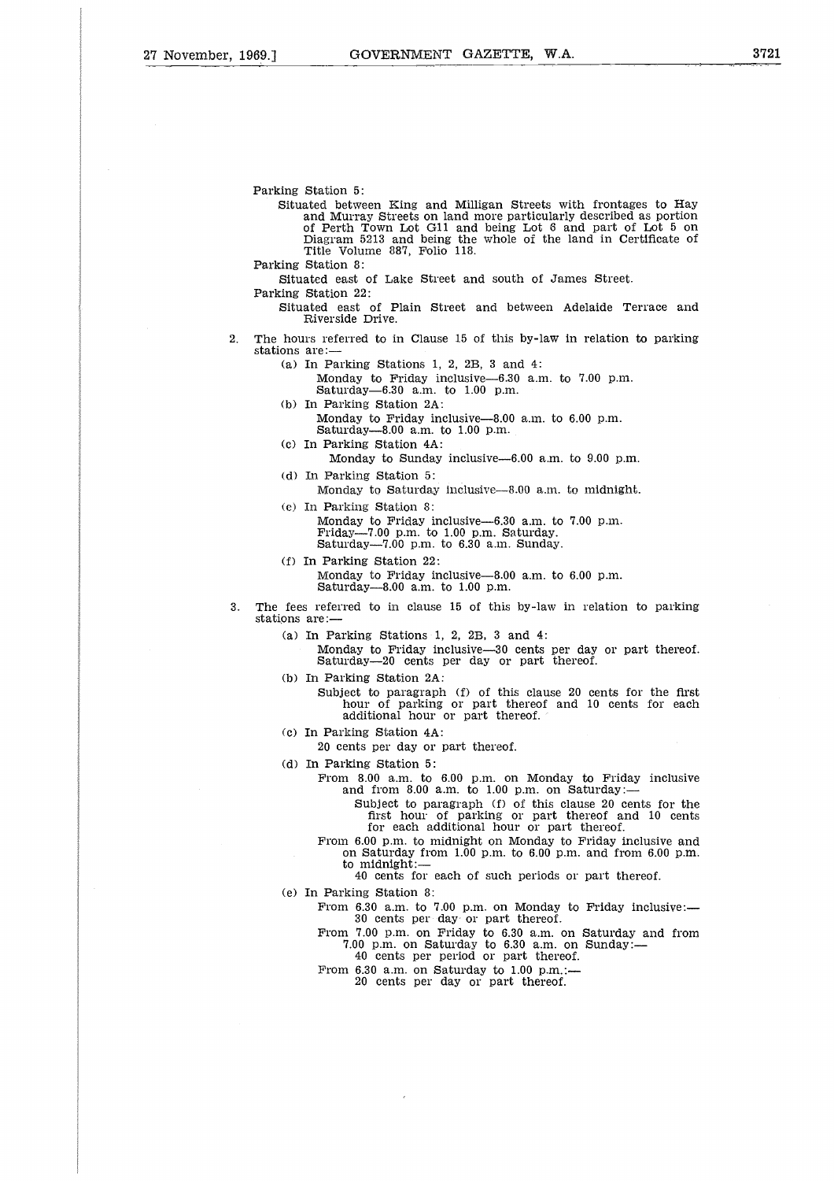Parking Station 5:

Situated between King and Milligan Streets with frontages to Hay and Murray Streets on land more particularly described as portion of Perth Town Lot G11 and being Lot 6 and part of Lot 5 on Diagram 5213 and being the whole of the land in Certificate of Title Volume 887, Folio 118.

Parking Station 8:

Situated east of Lake Street and south of James Street.

Parking Station 22:

Situated east of Plain Street and between Adelaide Terrace and Riverside Drive.

2. The hours referred to in Clause 15 of this by-law in relation to parking stations are:—

   (a) In Parking Stations 1, 2, 2B, 3 and 4:
   Monday to Friday inclusive—6.30 a.m. to 7.00 p.m.
   Saturday—6.30 a.m. to 1.00 p.m.

   (b) In Parking Station 2A:
   Monday to Friday inclusive—8.00 a.m. to 6.00 p.m.
   Saturday—8.00 a.m. to 1.00 p.m.

   (c) In Parking Station 4A:
   Monday to Sunday inclusive—6.00 a.m. to 9.00 p.m.

   (d) In Parking Station 5:
   Monday to Saturday inclusive—8.00 a.m. to midnight.

   (e) In Parking Station 8:
   Monday to Friday inclusive—6.30 a.m. to 7.00 p.m.
   Friday—7.00 p.m. to 1.00 p.m. Saturday.
   Saturday—7.00 p.m. to 6.30 a.m. Sunday.

   (f) In Parking Station 22:
   Monday to Friday inclusive—8.00 a.m. to 6.00 p.m.
   Saturday—8.00 a.m. to 1.00 p.m.

3. The fees referred to in clause 15 of this by-law in relation to parking stations are:—

   (a) In Parking Stations 1, 2, 2B, 3 and 4:
   Monday to Friday inclusive—30 cents per day or part thereof.
   Saturday—20 cents per day or part thereof.

   (b) In Parking Station 2A:
   Subject to paragraph (f) of this clause 20 cents for the first hour of parking or part thereof and 10 cents for each additional hour or part thereof.

   (c) In Parking Station 4A:
   20 cents per day or part thereof.

   (d) In Parking Station 5:
   From 8.00 a.m. to 6.00 p.m. on Monday to Friday inclusive and from 8.00 a.m. to 1.00 p.m. on Saturday:—
   Subject to paragraph (f) of this clause 20 cents for the first hour of parking or part thereof and 10 cents for each additional hour or part thereof.
   From 6.00 p.m. to midnight on Monday to Friday inclusive and on Saturday from 1.00 p.m. to 6.00 p.m. and from 6.00 p.m. to midnight:—
   40 cents for each of such periods or part thereof.

   (e) In Parking Station 8:
   From 6.30 a.m. to 7.00 p.m. on Monday to Friday inclusive:—
   30 cents per day or part thereof.
   From 7.00 p.m. on Friday to 6.30 a.m. on Saturday and from 7.00 p.m. on Saturday to 6.30 a.m. on Sunday:—
   40 cents per period or part thereof.
   From 6.30 a.m. on Saturday to 1.00 p.m.:—
   20 cents per day or part thereof.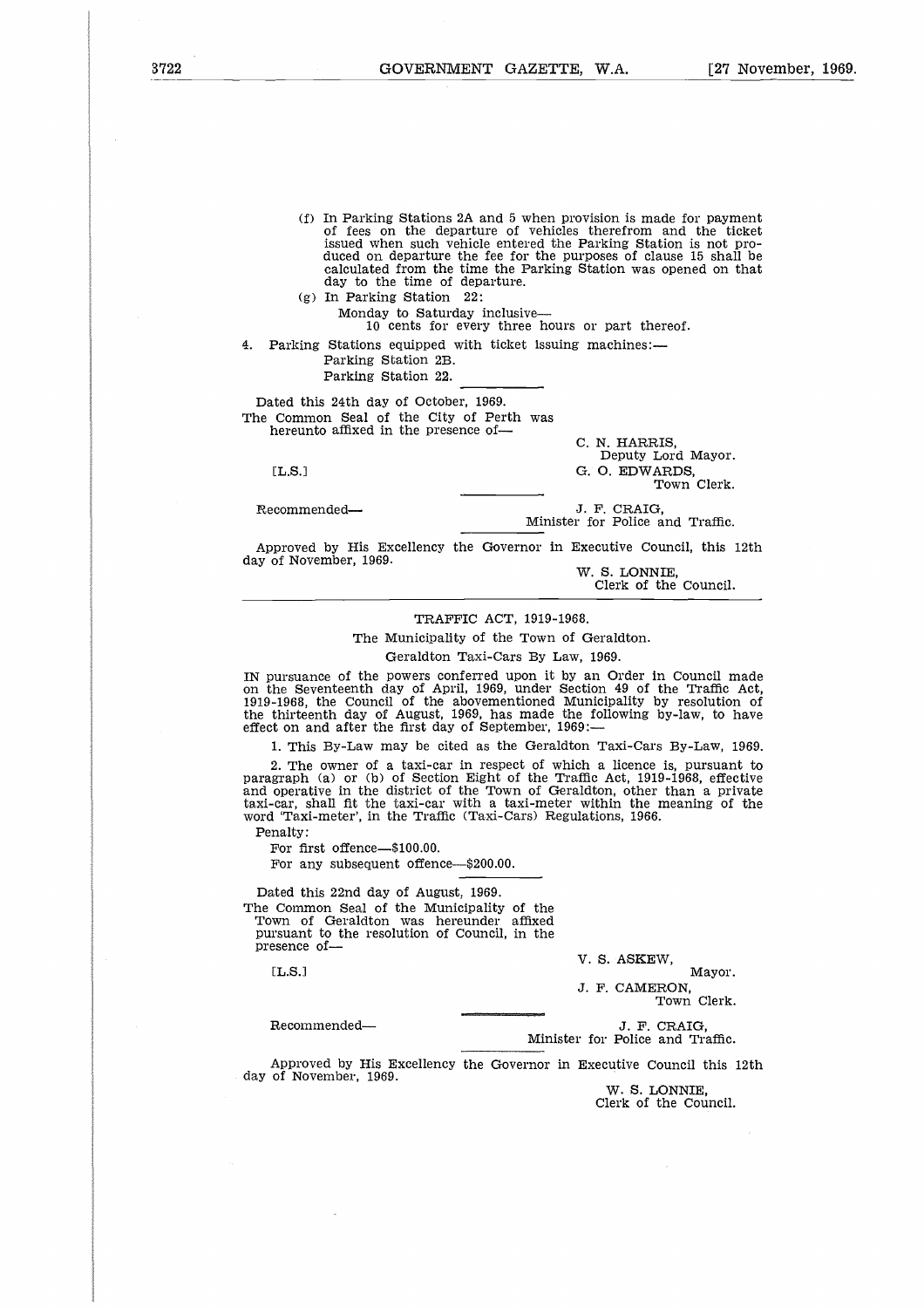(f) In Parking Stations 2A and 5 when provision is made for payment of fees on the departure of vehicles therefrom and the ticket issued when such vehicle entered the Parking Station is not produced on departure the fee for the purposes of clause 15 shall be calculated from the time the Parking Station was opened on that day to the time of departure.

(g) In Parking Station 22:

Monday to Saturday inclusive—

10 cents for every three hours or part thereof.

4. Parking Stations equipped with ticket issuing machines:—

Parking Station 2B.

Parking Station 22.

Dated this 24th day of October, 1969.

The Common Seal of the City of Perth was hereunto affixed in the presence of—

[L.S.]

C. N. HARRIS,
Deputy Lord Mayor.

G. O. EDWARDS,
Town Clerk.

Recommended—

J. F. CRAIG,
Minister for Police and Traffic.

Approved by His Excellency the Governor in Executive Council, this 12th day of November, 1969.

W. S. LONNIE,
Clerk of the Council.

---

## TRAFFIC ACT, 1919-1968.

### The Municipality of the Town of Geraldton.

### Geraldton Taxi-Cars By Law, 1969.

IN pursuance of the powers conferred upon it by an Order in Council made on the Seventeenth day of April, 1969, under Section 49 of the Traffic Act, 1919-1968, the Council of the abovementioned Municipality by resolution of the thirteenth day of August, 1969, has made the following by-law, to have effect on and after the first day of September, 1969:—

1. This By-Law may be cited as the Geraldton Taxi-Cars By-Law, 1969.

2. The owner of a taxi-car in respect of which a licence is, pursuant to paragraph (a) or (b) of Section Eight of the Traffic Act, 1919-1968, effective and operative in the district of the Town of Geraldton, other than a private taxi-car, shall fit the taxi-car with a taxi-meter within the meaning of the word 'Taxi-meter', in the Traffic (Taxi-Cars) Regulations, 1966.

Penalty:

For first offence—$100.00.

For any subsequent offence—$200.00.

Dated this 22nd day of August, 1969.

The Common Seal of the Municipality of the Town of Geraldton was hereunder affixed pursuant to the resolution of Council, in the presence of—

[L.S.]

V. S. ASKEW,
Mayor.

J. F. CAMERON,
Town Clerk.

Recommended—

J. F. CRAIG,
Minister for Police and Traffic.

Approved by His Excellency the Governor in Executive Council this 12th day of November, 1969.

W. S. LONNIE,
Clerk of the Council.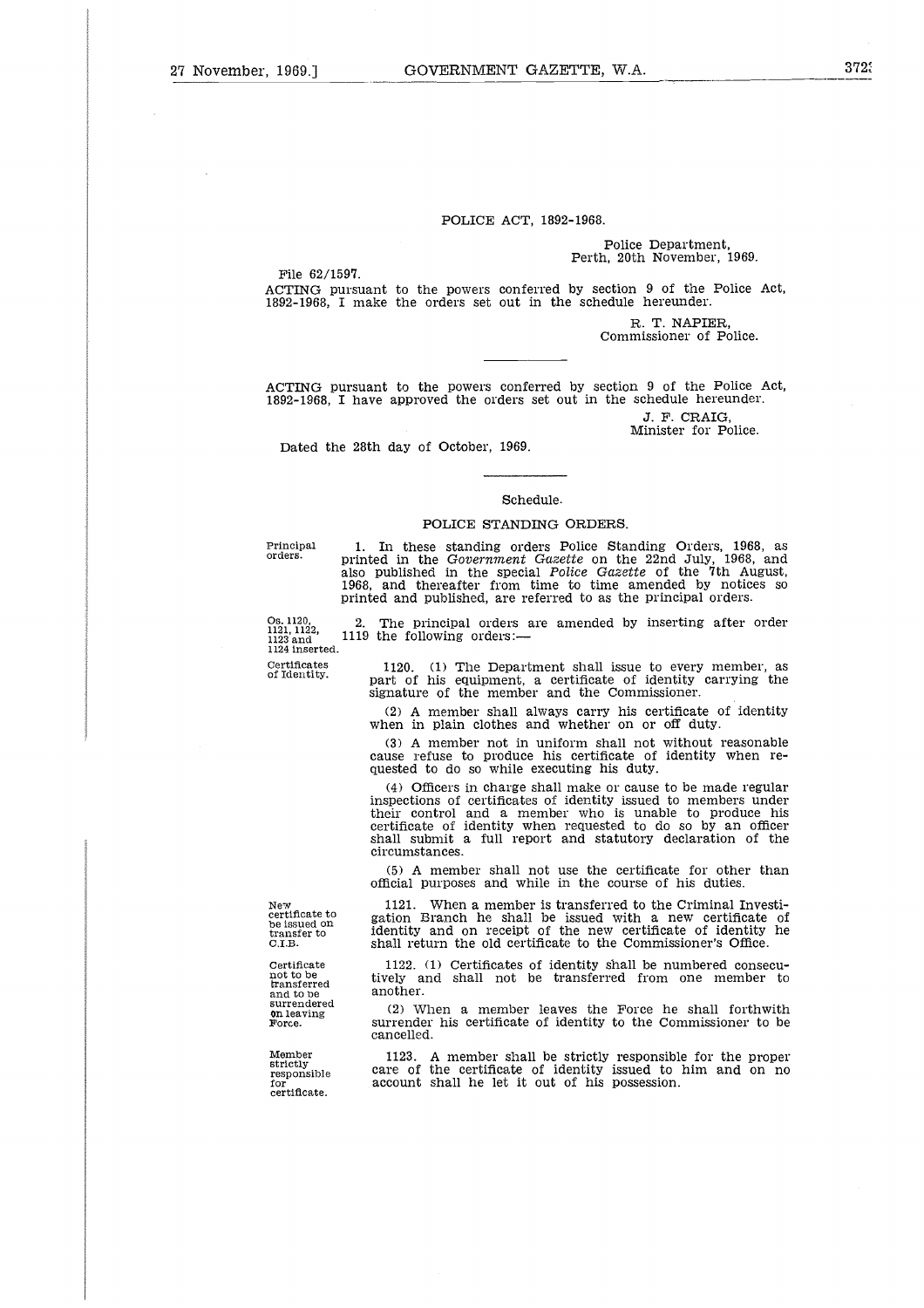# POLICE ACT, 1892-1968.

Police Department,
Perth, 20th November, 1969.

File 62/1597.

ACTING pursuant to the powers conferred by section 9 of the Police Act, 1892-1968, I make the orders set out in the schedule hereunder.

R. T. NAPIER,
Commissioner of Police.

---

ACTING pursuant to the powers conferred by section 9 of the Police Act, 1892-1968, I have approved the orders set out in the schedule hereunder.

J. F. CRAIG,
Minister for Police.

Dated the 28th day of October, 1969.

---

## Schedule.

### POLICE STANDING ORDERS.

*Principal orders.*

1. In these standing orders Police Standing Orders, 1968, as printed in the *Government Gazette* on the 22nd July, 1968, and also published in the special *Police Gazette* of the 7th August, 1968, and thereafter from time to time amended by notices so printed and published, are referred to as the principal orders.

*Os. 1120, 1121, 1122, 1123 and 1124 inserted.*

2. The principal orders are amended by inserting after order 1119 the following orders:—

*Certificates of Identity.*

1120. (1) The Department shall issue to every member, as part of his equipment, a certificate of identity carrying the signature of the member and the Commissioner.

(2) A member shall always carry his certificate of identity when in plain clothes and whether on or off duty.

(3) A member not in uniform shall not without reasonable cause refuse to produce his certificate of identity when requested to do so while executing his duty.

(4) Officers in charge shall make or cause to be made regular inspections of certificates of identity issued to members under their control and a member who is unable to produce his certificate of identity when requested to do so by an officer shall submit a full report and statutory declaration of the circumstances.

(5) A member shall not use the certificate for other than official purposes and while in the course of his duties.

*New certificate to be issued on transfer to C.I.B.*

1121. When a member is transferred to the Criminal Investigation Branch he shall be issued with a new certificate of identity and on receipt of the new certificate of identity he shall return the old certificate to the Commissioner's Office.

*Certificate not to be transferred and to be surrendered on leaving Force.*

1122. (1) Certificates of identity shall be numbered consecutively and shall not be transferred from one member to another.

(2) When a member leaves the Force he shall forthwith surrender his certificate of identity to the Commissioner to be cancelled.

*Member strictly responsible for certificate.*

1123. A member shall be strictly responsible for the proper care of the certificate of identity issued to him and on no account shall he let it out of his possession.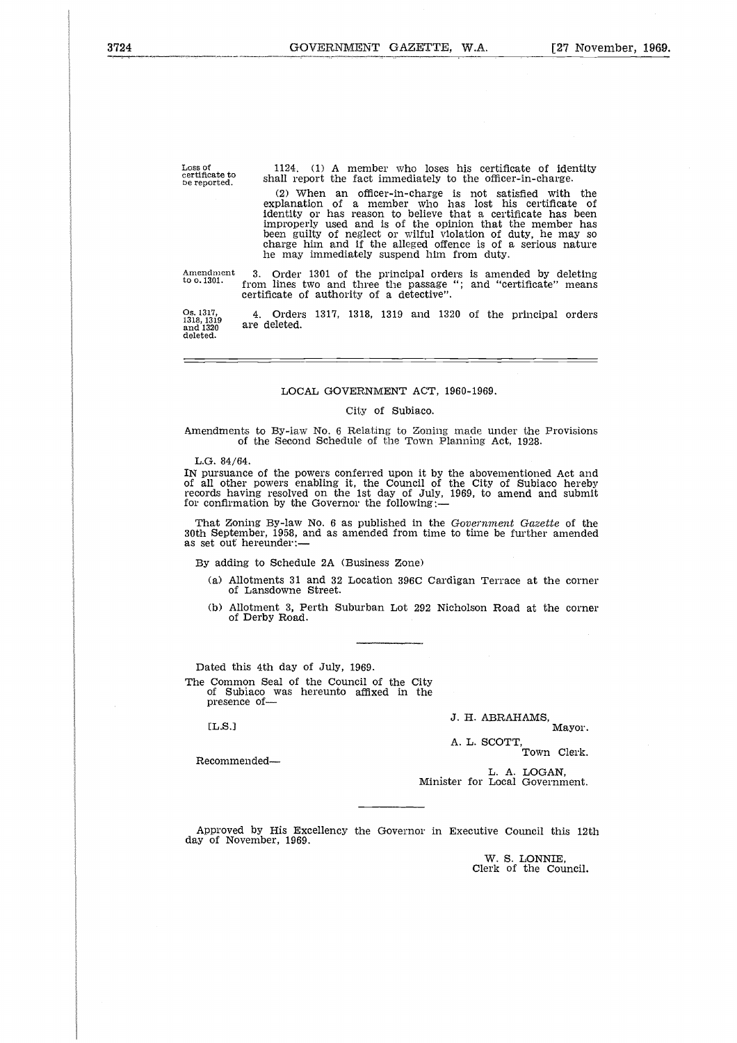Loss of certificate to be reported.

1124. (1) A member who loses his certificate of identity shall report the fact immediately to the officer-in-charge.

(2) When an officer-in-charge is not satisfied with the explanation of a member who has lost his certificate of identity or has reason to believe that a certificate has been improperly used and is of the opinion that the member has been guilty of neglect or wilful violation of duty, he may so charge him and if the alleged offence is of a serious nature he may immediately suspend him from duty.

Amendment to o. 1301.

3. Order 1301 of the principal orders is amended by deleting from lines two and three the passage "; and "certificate" means certificate of authority of a detective".

Os. 1317, 1318, 1319 and 1320 deleted.

4. Orders 1317, 1318, 1319 and 1320 of the principal orders are deleted.

---

## LOCAL GOVERNMENT ACT, 1960-1969.

### City of Subiaco.

Amendments to By-law No. 6 Relating to Zoning made under the Provisions of the Second Schedule of the Town Planning Act, 1928.

L.G. 84/64.

IN pursuance of the powers conferred upon it by the abovementioned Act and of all other powers enabling it, the Council of the City of Subiaco hereby records having resolved on the 1st day of July, 1969, to amend and submit for confirmation by the Governor the following:—

That Zoning By-law No. 6 as published in the *Government Gazette* of the 30th September, 1958, and as amended from time to time be further amended as set out hereunder:—

By adding to Schedule 2A (Business Zone)

(a) Allotments 31 and 32 Location 396C Cardigan Terrace at the corner of Lansdowne Street.

(b) Allotment 3, Perth Suburban Lot 292 Nicholson Road at the corner of Derby Road.

---

Dated this 4th day of July, 1969.

The Common Seal of the Council of the City of Subiaco was hereunto affixed in the presence of—

[L.S.]

J. H. ABRAHAMS,
Mayor.

A. L. SCOTT,
Town Clerk.

Recommended—

L. A. LOGAN,
Minister for Local Government.

---

Approved by His Excellency the Governor in Executive Council this 12th day of November, 1969.

W. S. LONNIE,
Clerk of the Council.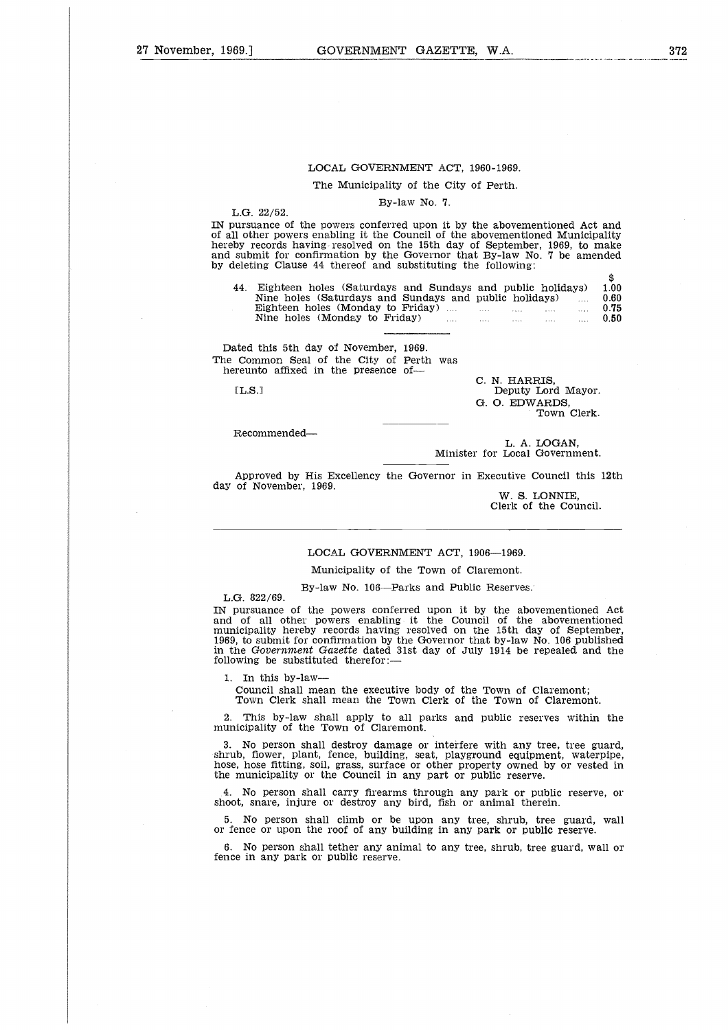LOCAL GOVERNMENT ACT, 1960-1969.

The Municipality of the City of Perth.

By-law No. 7.

L.G. 22/52.

IN pursuance of the powers conferred upon it by the abovementioned Act and of all other powers enabling it the Council of the abovementioned Municipality hereby records having resolved on the 15th day of September, 1969, to make and submit for confirmation by the Governor that By-law No. 7 be amended by deleting Clause 44 thereof and substituting the following:

| | | $ |
|---|---|---|
| 44. | Eighteen holes (Saturdays and Sundays and public holidays) | 1.00 |
| | Nine holes (Saturdays and Sundays and public holidays) .... | 0.60 |
| | Eighteen holes (Monday to Friday) .... .... .... .... .... | 0.75 |
| | Nine holes (Monday to Friday) .... .... .... .... .... | 0.50 |

Dated this 5th day of November, 1969.

The Common Seal of the City of Perth was hereunto affixed in the presence of—

[L.S.]

C. N. HARRIS,
Deputy Lord Mayor.

G. O. EDWARDS,
Town Clerk.

Recommended—

L. A. LOGAN,
Minister for Local Government.

Approved by His Excellency the Governor in Executive Council this 12th day of November, 1969.

W. S. LONNIE,
Clerk of the Council.

---

LOCAL GOVERNMENT ACT, 1906—1969.

Municipality of the Town of Claremont.

By-law No. 106—Parks and Public Reserves.

L.G. 822/69.

IN pursuance of the powers conferred upon it by the abovementioned Act and of all other powers enabling it the Council of the abovementioned municipality hereby records having resolved on the 15th day of September, 1969, to submit for confirmation by the Governor that by-law No. 106 published in the *Government Gazette* dated 31st day of July 1914 be repealed and the following be substituted therefor:—

1. In this by-law—

   Council shall mean the executive body of the Town of Claremont;
   Town Clerk shall mean the Town Clerk of the Town of Claremont.

2. This by-law shall apply to all parks and public reserves within the municipality of the Town of Claremont.

3. No person shall destroy damage or interfere with any tree, tree guard, shrub, flower, plant, fence, building, seat, playground equipment, waterpipe, hose, hose fitting, soil, grass, surface or other property owned by or vested in the municipality or the Council in any part or public reserve.

4. No person shall carry firearms through any park or public reserve, or shoot, snare, injure or destroy any bird, fish or animal therein.

5. No person shall climb or be upon any tree, shrub, tree guard, wall or fence or upon the roof of any building in any park or public reserve.

6. No person shall tether any animal to any tree, shrub, tree guard, wall or fence in any park or public reserve.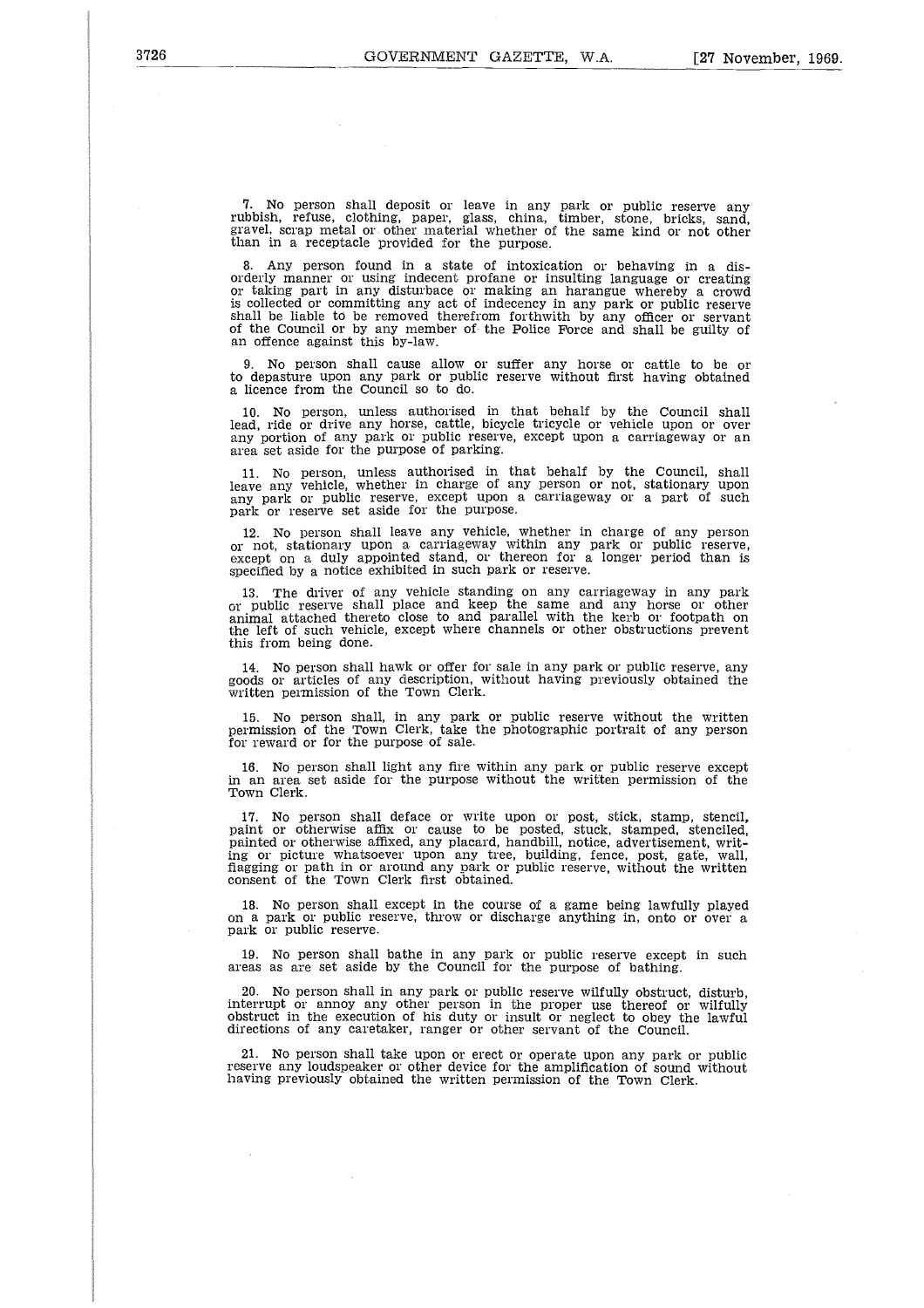7. No person shall deposit or leave in any park or public reserve any rubbish, refuse, clothing, paper, glass, china, timber, stone, bricks, sand, gravel, scrap metal or other material whether of the same kind or not other than in a receptacle provided for the purpose.

8. Any person found in a state of intoxication or behaving in a disorderly manner or using indecent profane or insulting language or creating or taking part in any disturbace or making an harangue whereby a crowd is collected or committing any act of indecency in any park or public reserve shall be liable to be removed therefrom forthwith by any officer or servant of the Council or by any member of the Police Force and shall be guilty of an offence against this by-law.

9. No person shall cause allow or suffer any horse or cattle to be or to depasture upon any park or public reserve without first having obtained a licence from the Council so to do.

10. No person, unless authorised in that behalf by the Council shall lead, ride or drive any horse, cattle, bicycle tricycle or vehicle upon or over any portion of any park or public reserve, except upon a carriageway or an area set aside for the purpose of parking.

11. No person, unless authorised in that behalf by the Council, shall leave any vehicle, whether in charge of any person or not, stationary upon any park or public reserve, except upon a carriageway or a part of such park or reserve set aside for the purpose.

12. No person shall leave any vehicle, whether in charge of any person or not, stationary upon a carriageway within any park or public reserve, except on a duly appointed stand, or thereon for a longer period than is specified by a notice exhibited in such park or reserve.

13. The driver of any vehicle standing on any carriageway in any park or public reserve shall place and keep the same and any horse or other animal attached thereto close to and parallel with the kerb or footpath on the left of such vehicle, except where channels or other obstructions prevent this from being done.

14. No person shall hawk or offer for sale in any park or public reserve, any goods or articles of any description, without having previously obtained the written permission of the Town Clerk.

15. No person shall, in any park or public reserve without the written permission of the Town Clerk, take the photographic portrait of any person for reward or for the purpose of sale.

16. No person shall light any fire within any park or public reserve except in an area set aside for the purpose without the written permission of the Town Clerk.

17. No person shall deface or write upon or post, stick, stamp, stencil, paint or otherwise affix or cause to be posted, stuck, stamped, stenciled, painted or otherwise affixed, any placard, handbill, notice, advertisement, writing or picture whatsoever upon any tree, building, fence, post, gate, wall, flagging or path in or around any park or public reserve, without the written consent of the Town Clerk first obtained.

18. No person shall except in the course of a game being lawfully played on a park or public reserve, throw or discharge anything in, onto or over a park or public reserve.

19. No person shall bathe in any park or public reserve except in such areas as are set aside by the Council for the purpose of bathing.

20. No person shall in any park or public reserve wilfully obstruct, disturb, interrupt or annoy any other person in the proper use thereof or wilfully obstruct in the execution of his duty or insult or neglect to obey the lawful directions of any caretaker, ranger or other servant of the Council.

21. No person shall take upon or erect or operate upon any park or public reserve any loudspeaker or other device for the amplification of sound without having previously obtained the written permission of the Town Clerk.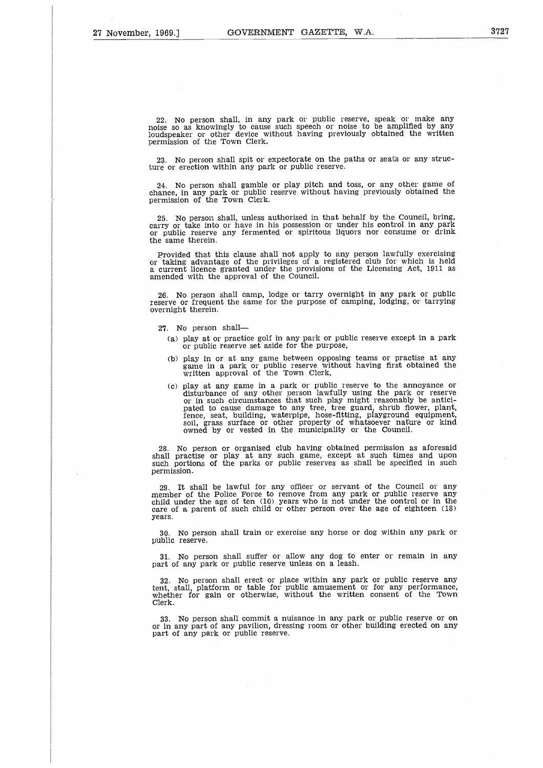22. No person shall, in any park or public reserve, speak or make any noise so as knowingly to cause such speech or noise to be amplified by any loudspeaker or other device without having previously obtained the written permission of the Town Clerk.

23. No person shall spit or expectorate on the paths or seats or any structure or erection within any park or public reserve.

24. No person shall gamble or play pitch and toss, or any other game of chance, in any park or public reserve without having previously obtained the permission of the Town Clerk.

25. No person shall, unless authorised in that behalf by the Council, bring, carry or take into or have in his possession or under his control in any park or public reserve any fermented or spiritous liquors nor consume or drink the same therein.

Provided that this clause shall not apply to any person lawfully exercising or taking advantage of the privileges of a registered club for which is held a current licence granted under the provisions of the Licensing Act, 1911 as amended with the approval of the Council.

26. No person shall camp, lodge or tarry overnight in any park or public reserve or frequent the same for the purpose of camping, lodging, or tarrying overnight therein.

27. No person shall—

(a) play at or practice golf in any park or public reserve except in a park or public reserve set aside for the purpose,

(b) play in or at any game between opposing teams or practise at any game in a park or public reserve without having first obtained the written approval of the Town Clerk,

(c) play at any game in a park or public reserve to the annoyance or disturbance of any other person lawfully using the park or reserve or in such circumstances that such play might reasonably be anticipated to cause damage to any tree, tree guard, shrub flower, plant, fence, seat, building, waterpipe, hose-fitting, playground equipment, soil, grass surface or other property of whatsoever nature or kind owned by or vested in the municipality or the Council.

28. No person or organised club having obtained permission as aforesaid shall practise or play at any such game, except at such times and upon such portions of the parks or public reserves as shall be specified in such permission.

29. It shall be lawful for any officer or servant of the Council or any member of the Police Force to remove from any park or public reserve any child under the age of ten (10) years who is not under the control or in the care of a parent of such child or other person over the age of eighteen (18) years.

30. No person shall train or exercise any horse or dog within any park or public reserve.

31. No person shall suffer or allow any dog to enter or remain in any part of any park or public reserve unless on a leash.

32. No person shall erect or place within any park or public reserve any tent, stall, platform or table for public amusement or for any performance, whether for gain or otherwise, without the written consent of the Town Clerk.

33. No person shall commit a nuisance in any park or public reserve or on or in any part of any pavilion, dressing room or other building erected on any part of any park or public reserve.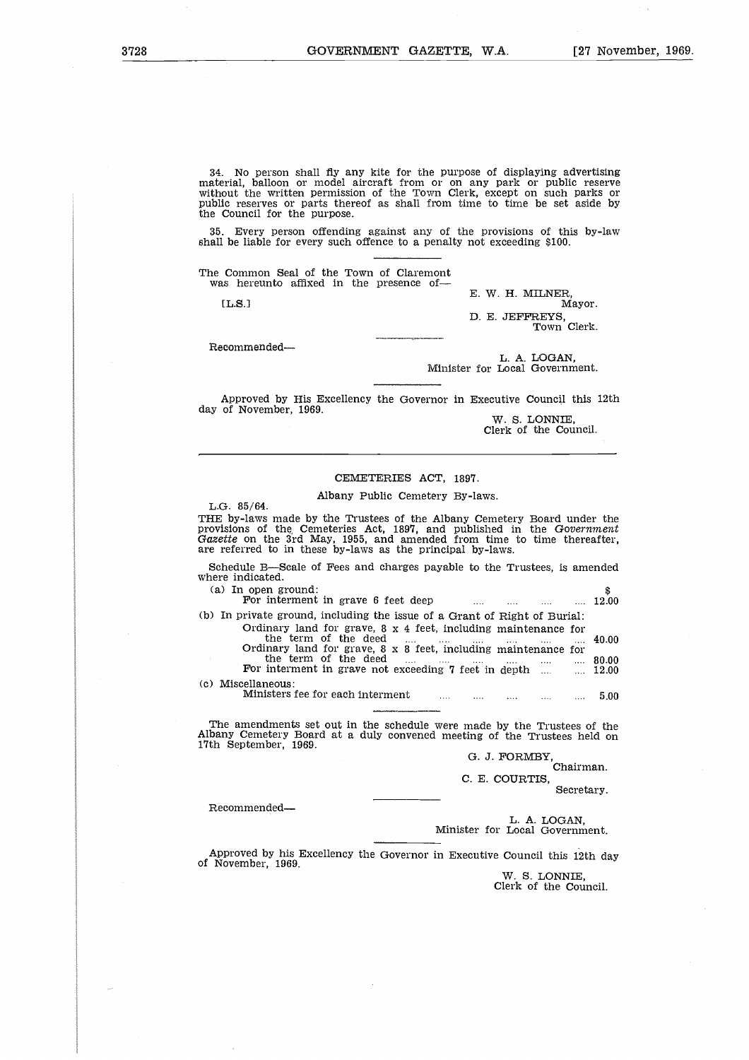34. No person shall fly any kite for the purpose of displaying advertising material, balloon or model aircraft from or on any park or public reserve without the written permission of the Town Clerk, except on such parks or public reserves or parts thereof as shall from time to time be set aside by the Council for the purpose.

35. Every person offending against any of the provisions of this by-law shall be liable for every such offence to a penalty not exceeding $100.

---

The Common Seal of the Town of Claremont was hereunto affixed in the presence of—

[L.S.]

E. W. H. MILNER,
Mayor.

D. E. JEFFREYS,
Town Clerk.

---

Recommended—

L. A. LOGAN,
Minister for Local Government.

---

Approved by His Excellency the Governor in Executive Council this 12th day of November, 1969.

W. S. LONNIE,
Clerk of the Council.

---

## CEMETERIES ACT, 1897.

### Albany Public Cemetery By-laws.

L.G. 85/64.

THE by-laws made by the Trustees of the Albany Cemetery Board under the provisions of the Cemeteries Act, 1897, and published in the *Government Gazette* on the 3rd May, 1955, and amended from time to time thereafter, are referred to in these by-laws as the principal by-laws.

Schedule B—Scale of Fees and charges payable to the Trustees, is amended where indicated.

| | $ |
|---|---|
| (a) In open ground: | |
| For interment in grave 6 feet deep | 12.00 |
| (b) In private ground, including the issue of a Grant of Right of Burial: | |
| Ordinary land for grave, 8 x 4 feet, including maintenance for the term of the deed | 40.00 |
| Ordinary land for grave, 8 x 8 feet, including maintenance for the term of the deed | 80.00 |
| For interment in grave not exceeding 7 feet in depth | 12.00 |
| (c) Miscellaneous: | |
| Ministers fee for each interment | 5.00 |

---

The amendments set out in the schedule were made by the Trustees of the Albany Cemetery Board at a duly convened meeting of the Trustees held on 17th September, 1969.

G. J. FORMBY,
Chairman.

C. E. COURTIS,
Secretary.

---

Recommended—

L. A. LOGAN,
Minister for Local Government.

---

Approved by his Excellency the Governor in Executive Council this 12th day of November, 1969.

W. S. LONNIE,
Clerk of the Council.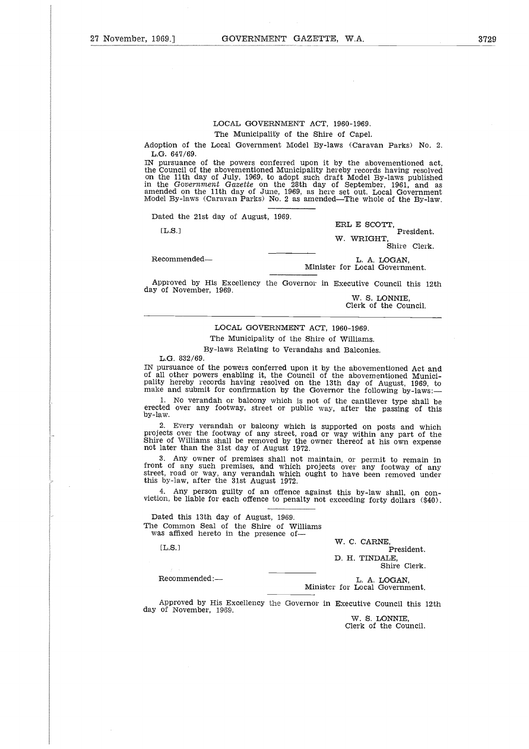LOCAL GOVERNMENT ACT, 1960-1969.

The Municipality of the Shire of Capel.

Adoption of the Local Government Model By-laws (Caravan Parks) No. 2.

L.G. 647/69.

IN pursuance of the powers conferred upon it by the abovementioned act, the Council of the abovementioned Municipality hereby records having resolved on the 11th day of July, 1969, to adopt such draft Model By-laws published in the *Government Gazette* on the 28th day of September, 1961, and as amended on the 11th day of June, 1969, as here set out. Local Government Model By-laws (Caravan Parks) No. 2 as amended—The whole of the By-law.

Dated the 21st day of August, 1969.

[L.S.]

ERL E SCOTT,
President.

W. WRIGHT,
Shire Clerk.

Recommended—

L. A. LOGAN,
Minister for Local Government.

Approved by His Excellency the Governor in Executive Council this 12th day of November, 1969.

W. S. LONNIE,
Clerk of the Council.

---

LOCAL GOVERNMENT ACT, 1960-1969.

The Municipality of the Shire of Williams.

By-laws Relating to Verandahs and Balconies.

L.G. 832/69.

IN pursuance of the powers conferred upon it by the abovementioned Act and of all other powers enabling it, the Council of the abovementioned Municipality hereby records having resolved on the 13th day of August, 1969, to make and submit for confirmation by the Governor the following by-laws:—

1. No verandah or balcony which is not of the cantilever type shall be erected over any footway, street or public way, after the passing of this by-law.

2. Every verandah or balcony which is supported on posts and which projects over the footway of any street, road or way within any part of the Shire of Williams shall be removed by the owner thereof at his own expense not later than the 31st day of August 1972.

3. Any owner of premises shall not maintain, or permit to remain in front of any such premises, and which projects over any footway of any street, road or way, any verandah which ought to have been removed under this by-law, after the 31st August 1972.

4. Any person guilty of an offence against this by-law shall, on conviction, be liable for each offence to penalty not exceeding forty dollars ($40).

Dated this 13th day of August, 1969.

The Common Seal of the Shire of Williams was affixed hereto in the presence of—

[L.S.]

W. C. CARNE,
President.

D. H. TINDALE,
Shire Clerk.

Recommended:—

L. A. LOGAN,
Minister for Local Government.

Approved by His Excellency the Governor in Executive Council this 12th day of November, 1969.

W. S. LONNIE,
Clerk of the Council.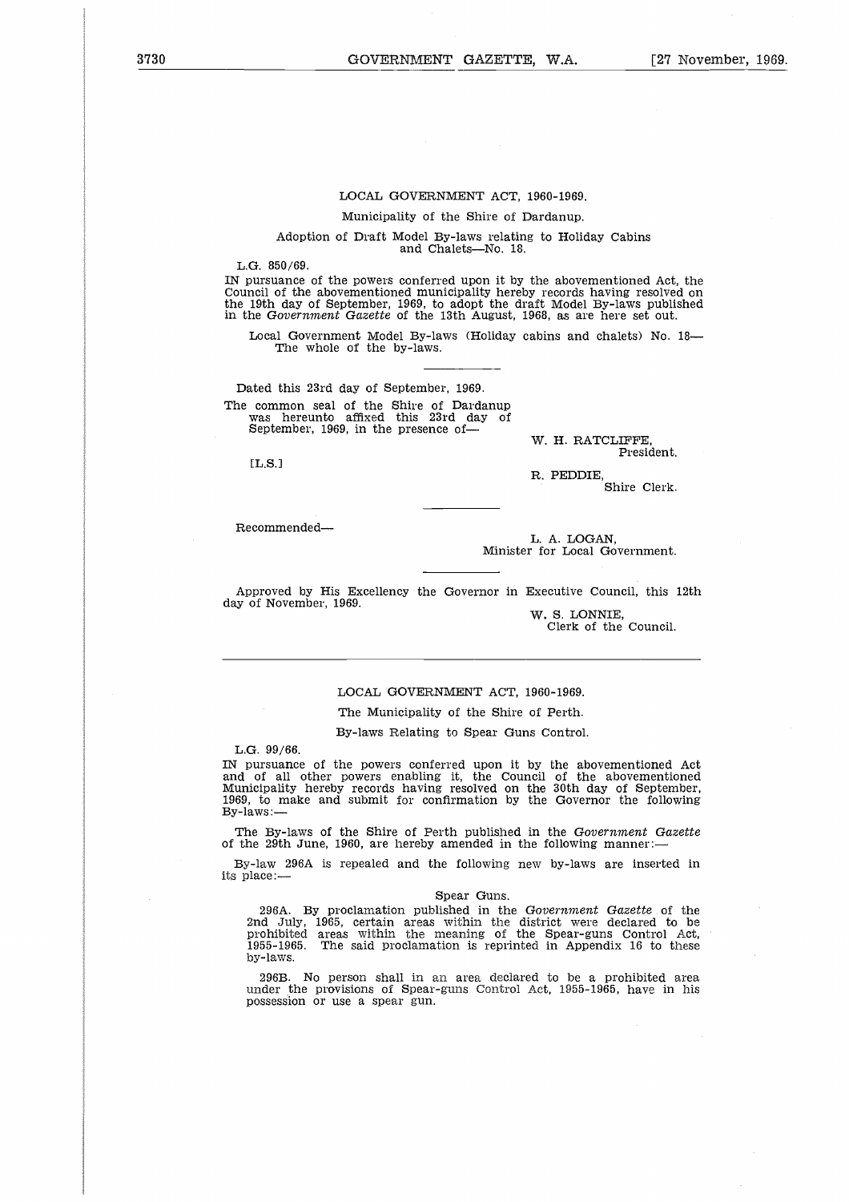## LOCAL GOVERNMENT ACT, 1960-1969.

Municipality of the Shire of Dardanup.

Adoption of Draft Model By-laws relating to Holiday Cabins and Chalets—No. 18.

L.G. 850/69.

IN pursuance of the powers conferred upon it by the abovementioned Act, the Council of the abovementioned municipality hereby records having resolved on the 19th day of September, 1969, to adopt the draft Model By-laws published in the *Government Gazette* of the 13th August, 1968, as are here set out.

Local Government Model By-laws (Holiday cabins and chalets) No. 18—
The whole of the by-laws.

Dated this 23rd day of September, 1969.

The common seal of the Shire of Dardanup was hereunto affixed this 23rd day of September, 1969, in the presence of—

[L.S.]

W. H. RATCLIFFE,
President.

R. PEDDIE,
Shire Clerk.

Recommended—

L. A. LOGAN,
Minister for Local Government.

Approved by His Excellency the Governor in Executive Council, this 12th day of November, 1969.

W. S. LONNIE,
Clerk of the Council.

---

## LOCAL GOVERNMENT ACT, 1960-1969.

The Municipality of the Shire of Perth.

By-laws Relating to Spear Guns Control.

L.G. 99/66.

IN pursuance of the powers conferred upon it by the abovementioned Act and of all other powers enabling it, the Council of the abovementioned Municipality hereby records having resolved on the 30th day of September, 1969, to make and submit for confirmation by the Governor the following By-laws:—

The By-laws of the Shire of Perth published in the *Government Gazette* of the 29th June, 1960, are hereby amended in the following manner:—

By-law 296A is repealed and the following new by-laws are inserted in its place:—

Spear Guns.

296A. By proclamation published in the *Government Gazette* of the 2nd July, 1965, certain areas within the district were declared to be prohibited areas within the meaning of the Spear-guns Control Act, 1955-1965. The said proclamation is reprinted in Appendix 16 to these by-laws.

296B. No person shall in an area declared to be a prohibited area under the provisions of Spear-guns Control Act, 1955-1965, have in his possession or use a spear gun.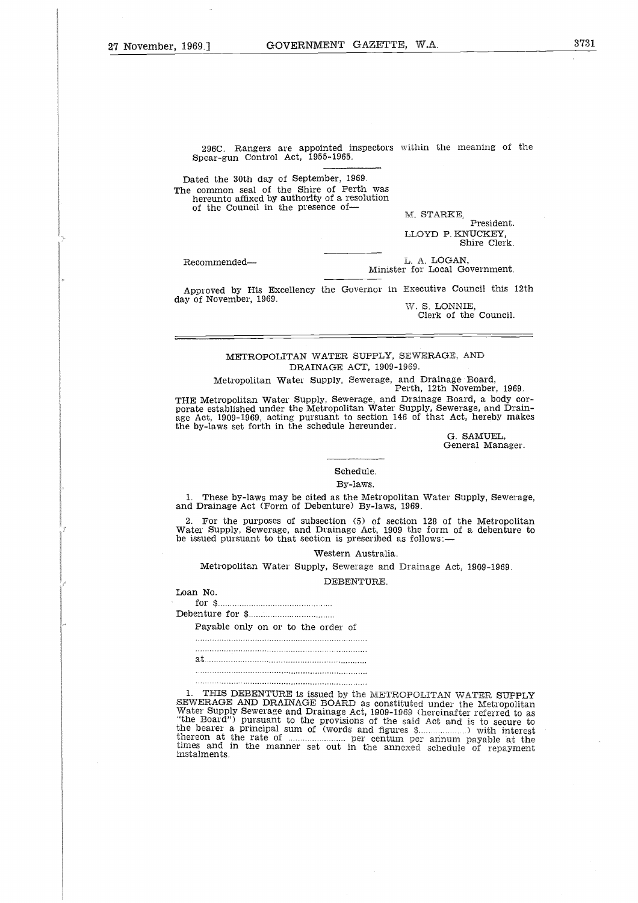296C. Rangers are appointed inspectors within the meaning of the Spear-gun Control Act, 1955-1965.

Dated the 30th day of September, 1969.

The common seal of the Shire of Perth was hereunto affixed by authority of a resolution of the Council in the presence of—

M. STARKE,
President.

LLOYD P. KNUCKEY,
Shire Clerk.

Recommended—

L. A. LOGAN,
Minister for Local Government.

Approved by His Excellency the Governor in Executive Council this 12th day of November, 1969.

W. S. LONNIE,
Clerk of the Council.

---

## METROPOLITAN WATER SUPPLY, SEWERAGE, AND DRAINAGE ACT, 1909-1969.

Metropolitan Water Supply, Sewerage, and Drainage Board,
Perth, 12th November, 1969.

THE Metropolitan Water Supply, Sewerage, and Drainage Board, a body corporate established under the Metropolitan Water Supply, Sewerage, and Drainage Act, 1909-1969, acting pursuant to section 146 of that Act, hereby makes the by-laws set forth in the schedule hereunder.

G. SAMUEL,
General Manager.

Schedule.

By-laws.

1. These by-laws may be cited as the Metropolitan Water Supply, Sewerage, and Drainage Act (Form of Debenture) By-laws, 1969.

2. For the purposes of subsection (5) of section 128 of the Metropolitan Water Supply, Sewerage, and Drainage Act, 1909 the form of a debenture to be issued pursuant to that section is prescribed as follows:—

Western Australia.

Metropolitan Water Supply, Sewerage and Drainage Act, 1909-1969.

DEBENTURE.

Loan No.
for $..............................................

Debenture for $....................................

Payable only on or to the order of
..........................................................................
..........................................................................
at.....................................................................
..........................................................................
..........................................................................

1. THIS DEBENTURE is issued by the METROPOLITAN WATER SUPPLY SEWERAGE AND DRAINAGE BOARD as constituted under the Metropolitan Water Supply Sewerage and Drainage Act, 1909-1969 (hereinafter referred to as "the Board") pursuant to the provisions of the said Act and is to secure to the bearer a principal sum of (words and figures $....................) with interest thereon at the rate of ........................ per centum per annum payable at the times and in the manner set out in the annexed schedule of repayment instalments.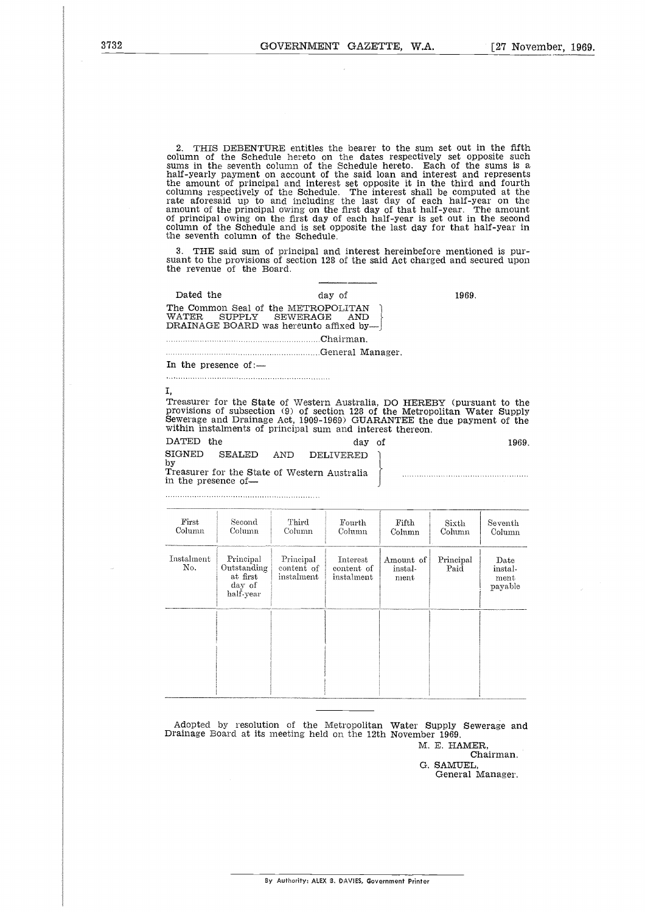2. THIS DEBENTURE entitles the bearer to the sum set out in the fifth column of the Schedule hereto on the dates respectively set opposite such sums in the seventh column of the Schedule hereto. Each of the sums is a half-yearly payment on account of the said loan and interest and represents the amount of principal and interest set opposite it in the third and fourth columns respectively of the Schedule. The interest shall be computed at the rate aforesaid up to and including the last day of each half-year on the amount of the principal owing on the first day of that half-year. The amount of principal owing on the first day of each half-year is set out in the second column of the Schedule and is set opposite the last day for that half-year in the seventh column of the Schedule.

3. THE said sum of principal and interest hereinbefore mentioned is pursuant to the provisions of section 128 of the said Act charged and secured upon the revenue of the Board.

---

Dated the day of 1969.

The Common Seal of the METROPOLITAN WATER SUPPLY SEWERAGE AND DRAINAGE BOARD was hereunto affixed by—

................................................Chairman.

................................................General Manager.

In the presence of:—

................................................

I,

Treasurer for the State of Western Australia, DO HEREBY (pursuant to the provisions of subsection (9) of section 128 of the Metropolitan Water Supply Sewerage and Drainage Act, 1909-1969) GUARANTEE the due payment of the within instalments of principal sum and interest thereon.

DATED the day of 1969.

SIGNED SEALED AND DELIVERED by Treasurer for the State of Western Australia in the presence of— ................................................

................................................

| First Column | Second Column | Third Column | Fourth Column | Fifth Column | Sixth Column | Seventh Column |
|---|---|---|---|---|---|---|
| Instalment No. | Principal Outstanding at first day of half-year | Principal content of instalment | Interest content of instalment | Amount of instalment | Principal Paid | Date instalment payable |
| | | | | | | |

---

Adopted by resolution of the Metropolitan Water Supply Sewerage and Drainage Board at its meeting held on the 12th November 1969.

M. E. HAMER,
Chairman.

G. SAMUEL,
General Manager.

By Authority: ALEX B. DAVIES, Government Printer